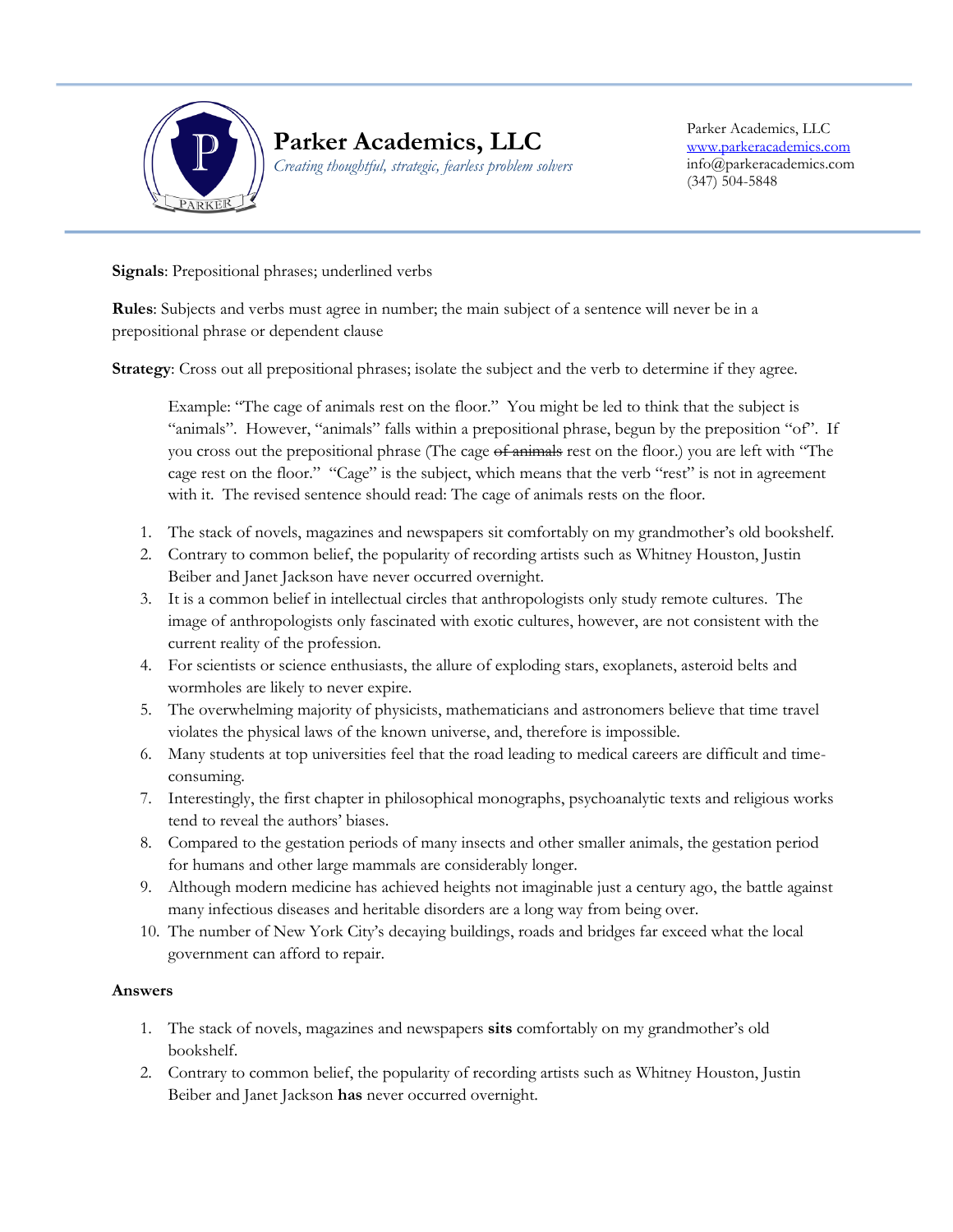**Parker Academics, LLC**

*Creating thoughtful, strategic, fearless problem solvers*

Parker Academics, LLC
www.parkeracademics.com
info@parkeracademics.com
(347) 504-5848

**Signals**: Prepositional phrases; underlined verbs

**Rules**: Subjects and verbs must agree in number; the main subject of a sentence will never be in a prepositional phrase or dependent clause

**Strategy**: Cross out all prepositional phrases; isolate the subject and the verb to determine if they agree.

> Example: "The cage of animals rest on the floor." You might be led to think that the subject is "animals". However, "animals" falls within a prepositional phrase, begun by the preposition "of". If you cross out the prepositional phrase (The cage ~~of animals~~ rest on the floor.) you are left with "The cage rest on the floor." "Cage" is the subject, which means that the verb "rest" is not in agreement with it. The revised sentence should read: The cage of animals rests on the floor.

1. The stack of novels, magazines and newspapers sit comfortably on my grandmother's old bookshelf.
2. Contrary to common belief, the popularity of recording artists such as Whitney Houston, Justin Beiber and Janet Jackson have never occurred overnight.
3. It is a common belief in intellectual circles that anthropologists only study remote cultures. The image of anthropologists only fascinated with exotic cultures, however, are not consistent with the current reality of the profession.
4. For scientists or science enthusiasts, the allure of exploding stars, exoplanets, asteroid belts and wormholes are likely to never expire.
5. The overwhelming majority of physicists, mathematicians and astronomers believe that time travel violates the physical laws of the known universe, and, therefore is impossible.
6. Many students at top universities feel that the road leading to medical careers are difficult and time-consuming.
7. Interestingly, the first chapter in philosophical monographs, psychoanalytic texts and religious works tend to reveal the authors' biases.
8. Compared to the gestation periods of many insects and other smaller animals, the gestation period for humans and other large mammals are considerably longer.
9. Although modern medicine has achieved heights not imaginable just a century ago, the battle against many infectious diseases and heritable disorders are a long way from being over.
10. The number of New York City's decaying buildings, roads and bridges far exceed what the local government can afford to repair.

**Answers**

1. The stack of novels, magazines and newspapers **sits** comfortably on my grandmother's old bookshelf.
2. Contrary to common belief, the popularity of recording artists such as Whitney Houston, Justin Beiber and Janet Jackson **has** never occurred overnight.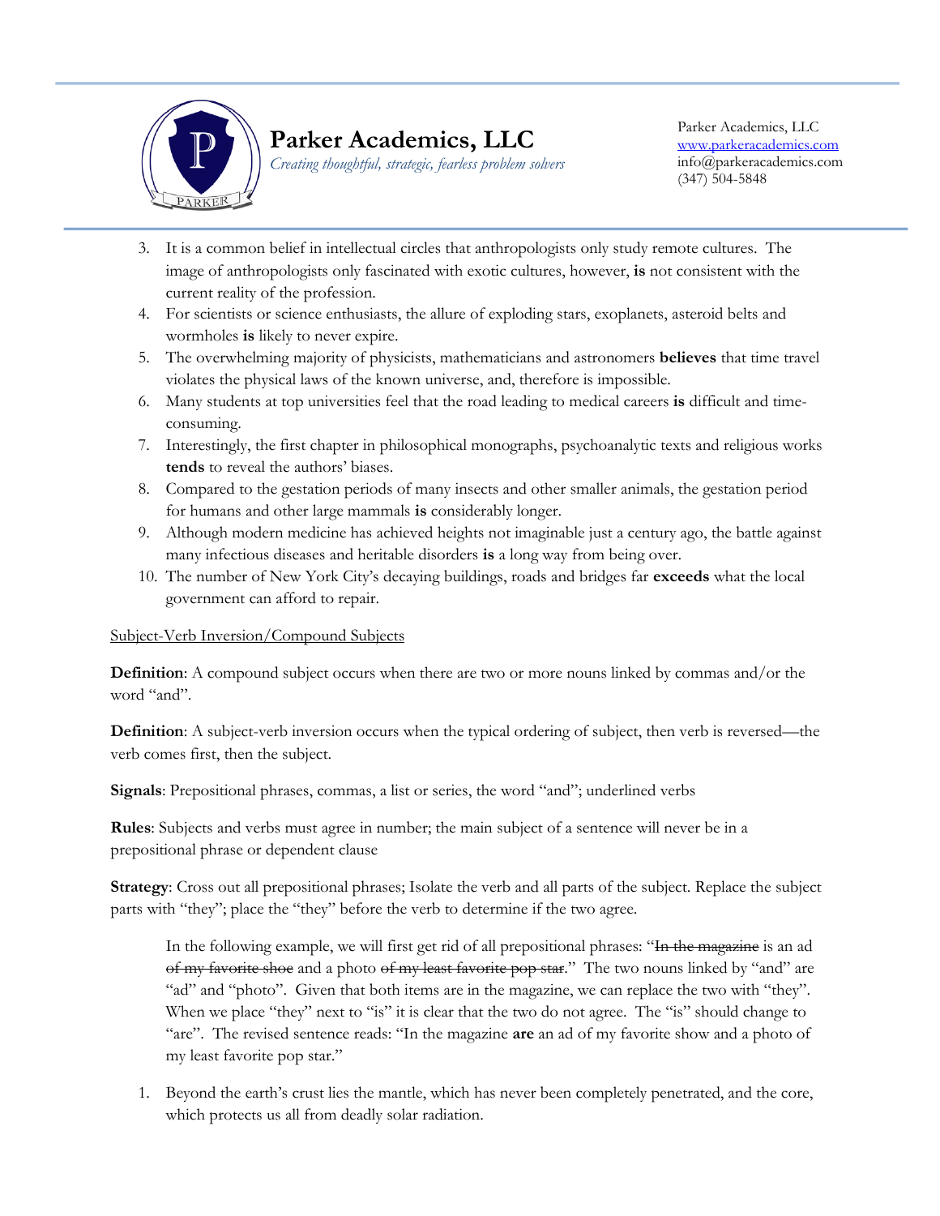3. It is a common belief in intellectual circles that anthropologists only study remote cultures. The image of anthropologists only fascinated with exotic cultures, however, **is** not consistent with the current reality of the profession.
4. For scientists or science enthusiasts, the allure of exploding stars, exoplanets, asteroid belts and wormholes **is** likely to never expire.
5. The overwhelming majority of physicists, mathematicians and astronomers **believes** that time travel violates the physical laws of the known universe, and, therefore is impossible.
6. Many students at top universities feel that the road leading to medical careers **is** difficult and time-consuming.
7. Interestingly, the first chapter in philosophical monographs, psychoanalytic texts and religious works **tends** to reveal the authors' biases.
8. Compared to the gestation periods of many insects and other smaller animals, the gestation period for humans and other large mammals **is** considerably longer.
9. Although modern medicine has achieved heights not imaginable just a century ago, the battle against many infectious diseases and heritable disorders **is** a long way from being over.
10. The number of New York City's decaying buildings, roads and bridges far **exceeds** what the local government can afford to repair.

<u>Subject-Verb Inversion/Compound Subjects</u>

**Definition**: A compound subject occurs when there are two or more nouns linked by commas and/or the word "and".

**Definition**: A subject-verb inversion occurs when the typical ordering of subject, then verb is reversed—the verb comes first, then the subject.

**Signals**: Prepositional phrases, commas, a list or series, the word "and"; underlined verbs

**Rules**: Subjects and verbs must agree in number; the main subject of a sentence will never be in a prepositional phrase or dependent clause

**Strategy**: Cross out all prepositional phrases; Isolate the verb and all parts of the subject. Replace the subject parts with "they"; place the "they" before the verb to determine if the two agree.

> In the following example, we will first get rid of all prepositional phrases: "~~In the magazine~~ is an ad ~~of my favorite shoe~~ and a photo ~~of my least favorite pop star~~." The two nouns linked by "and" are "ad" and "photo". Given that both items are in the magazine, we can replace the two with "they". When we place "they" next to "is" it is clear that the two do not agree. The "is" should change to "are". The revised sentence reads: "In the magazine **are** an ad of my favorite show and a photo of my least favorite pop star."

1. Beyond the earth's crust lies the mantle, which has never been completely penetrated, and the core, which protects us all from deadly solar radiation.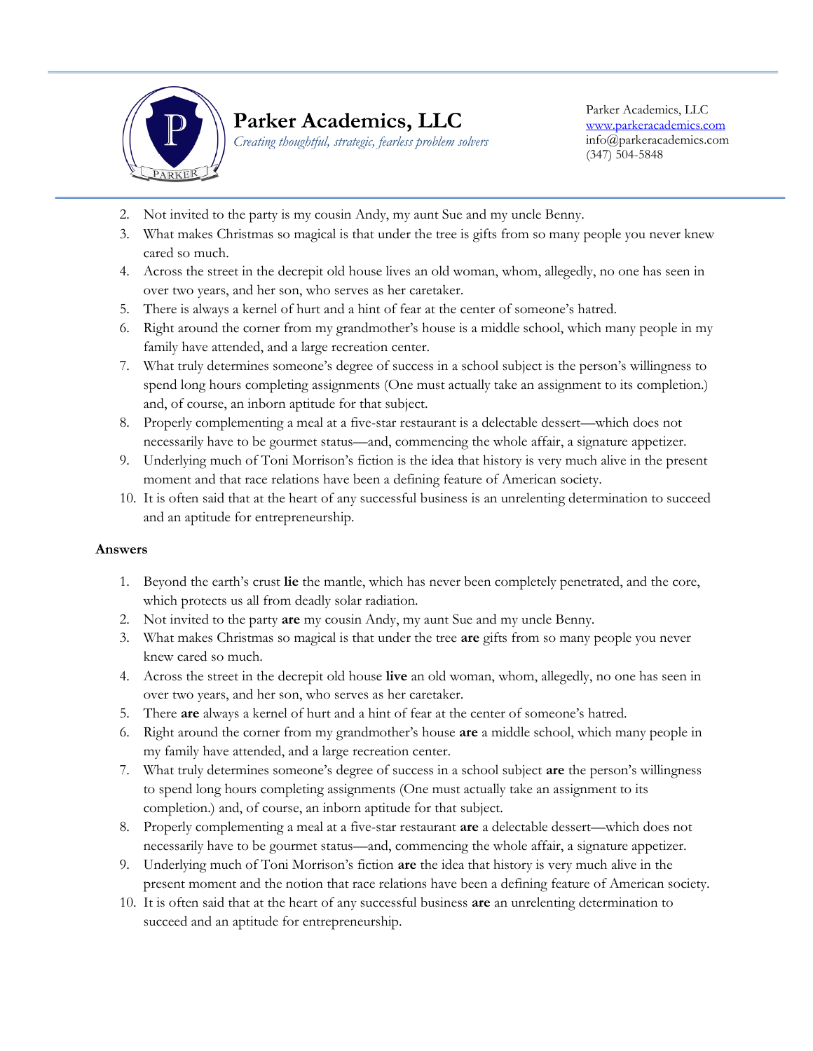2. Not invited to the party is my cousin Andy, my aunt Sue and my uncle Benny.
3. What makes Christmas so magical is that under the tree is gifts from so many people you never knew cared so much.
4. Across the street in the decrepit old house lives an old woman, whom, allegedly, no one has seen in over two years, and her son, who serves as her caretaker.
5. There is always a kernel of hurt and a hint of fear at the center of someone's hatred.
6. Right around the corner from my grandmother's house is a middle school, which many people in my family have attended, and a large recreation center.
7. What truly determines someone's degree of success in a school subject is the person's willingness to spend long hours completing assignments (One must actually take an assignment to its completion.) and, of course, an inborn aptitude for that subject.
8. Properly complementing a meal at a five-star restaurant is a delectable dessert—which does not necessarily have to be gourmet status—and, commencing the whole affair, a signature appetizer.
9. Underlying much of Toni Morrison's fiction is the idea that history is very much alive in the present moment and that race relations have been a defining feature of American society.
10. It is often said that at the heart of any successful business is an unrelenting determination to succeed and an aptitude for entrepreneurship.

**Answers**

1. Beyond the earth's crust **lie** the mantle, which has never been completely penetrated, and the core, which protects us all from deadly solar radiation.
2. Not invited to the party **are** my cousin Andy, my aunt Sue and my uncle Benny.
3. What makes Christmas so magical is that under the tree **are** gifts from so many people you never knew cared so much.
4. Across the street in the decrepit old house **live** an old woman, whom, allegedly, no one has seen in over two years, and her son, who serves as her caretaker.
5. There **are** always a kernel of hurt and a hint of fear at the center of someone's hatred.
6. Right around the corner from my grandmother's house **are** a middle school, which many people in my family have attended, and a large recreation center.
7. What truly determines someone's degree of success in a school subject **are** the person's willingness to spend long hours completing assignments (One must actually take an assignment to its completion.) and, of course, an inborn aptitude for that subject.
8. Properly complementing a meal at a five-star restaurant **are** a delectable dessert—which does not necessarily have to be gourmet status—and, commencing the whole affair, a signature appetizer.
9. Underlying much of Toni Morrison's fiction **are** the idea that history is very much alive in the present moment and the notion that race relations have been a defining feature of American society.
10. It is often said that at the heart of any successful business **are** an unrelenting determination to succeed and an aptitude for entrepreneurship.